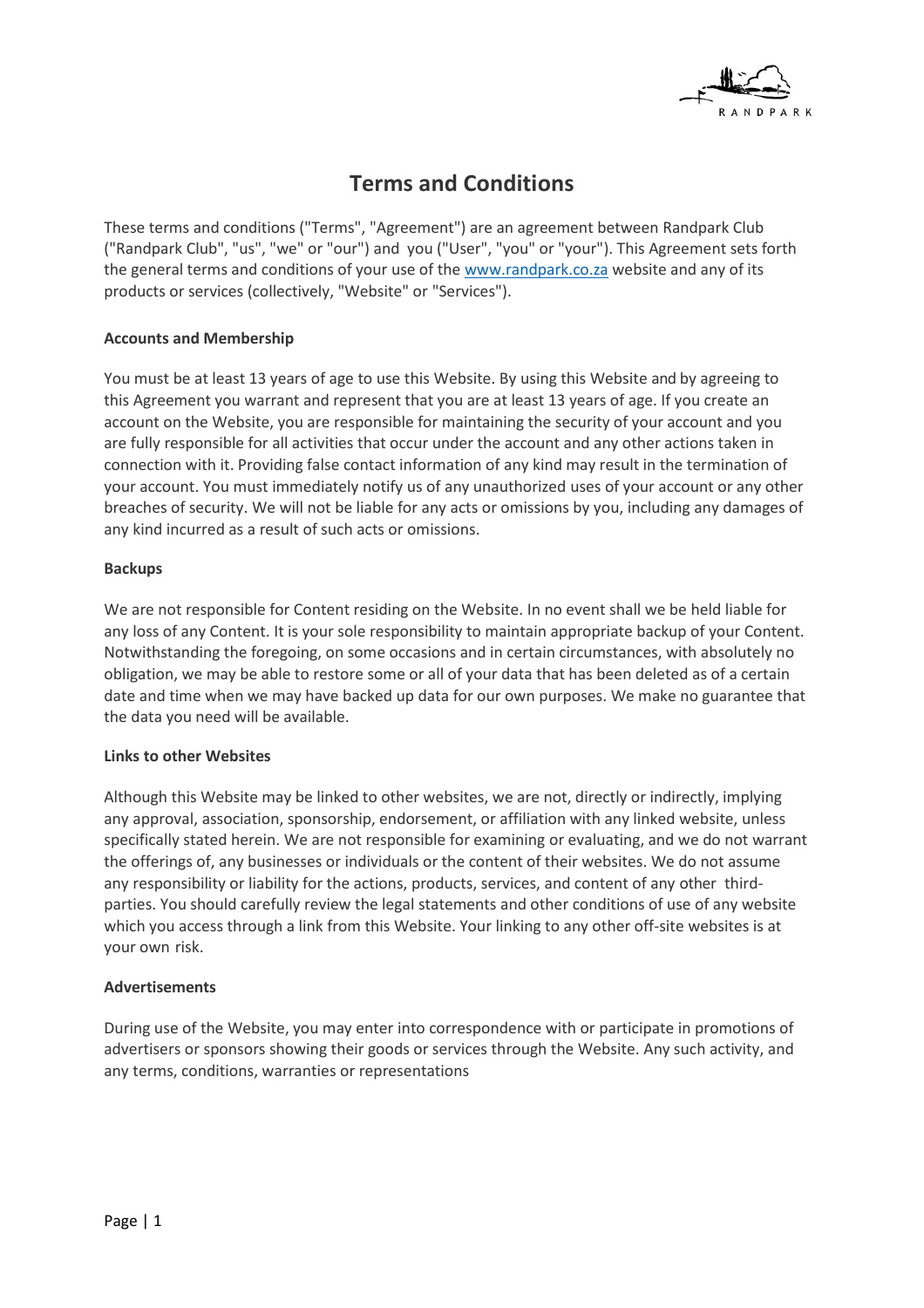# Terms and Conditions

These terms and conditions ("Terms", "Agreement") are an agreement between Randpark Club ("Randpark Club", "us", "we" or "our") and you ("User", "you" or "your"). This Agreement sets forth the general terms and conditions of your use of the www.randpark.co.za website and any of its products or services (collectively, "Website" or "Services").

**Accounts and Membership**

You must be at least 13 years of age to use this Website. By using this Website and by agreeing to this Agreement you warrant and represent that you are at least 13 years of age. If you create an account on the Website, you are responsible for maintaining the security of your account and you are fully responsible for all activities that occur under the account and any other actions taken in connection with it. Providing false contact information of any kind may result in the termination of your account. You must immediately notify us of any unauthorized uses of your account or any other breaches of security. We will not be liable for any acts or omissions by you, including any damages of any kind incurred as a result of such acts or omissions.

**Backups**

We are not responsible for Content residing on the Website. In no event shall we be held liable for any loss of any Content. It is your sole responsibility to maintain appropriate backup of your Content. Notwithstanding the foregoing, on some occasions and in certain circumstances, with absolutely no obligation, we may be able to restore some or all of your data that has been deleted as of a certain date and time when we may have backed up data for our own purposes. We make no guarantee that the data you need will be available.

**Links to other Websites**

Although this Website may be linked to other websites, we are not, directly or indirectly, implying any approval, association, sponsorship, endorsement, or affiliation with any linked website, unless specifically stated herein. We are not responsible for examining or evaluating, and we do not warrant the offerings of, any businesses or individuals or the content of their websites. We do not assume any responsibility or liability for the actions, products, services, and content of any other third-parties. You should carefully review the legal statements and other conditions of use of any website which you access through a link from this Website. Your linking to any other off-site websites is at your own risk.

**Advertisements**

During use of the Website, you may enter into correspondence with or participate in promotions of advertisers or sponsors showing their goods or services through the Website. Any such activity, and any terms, conditions, warranties or representations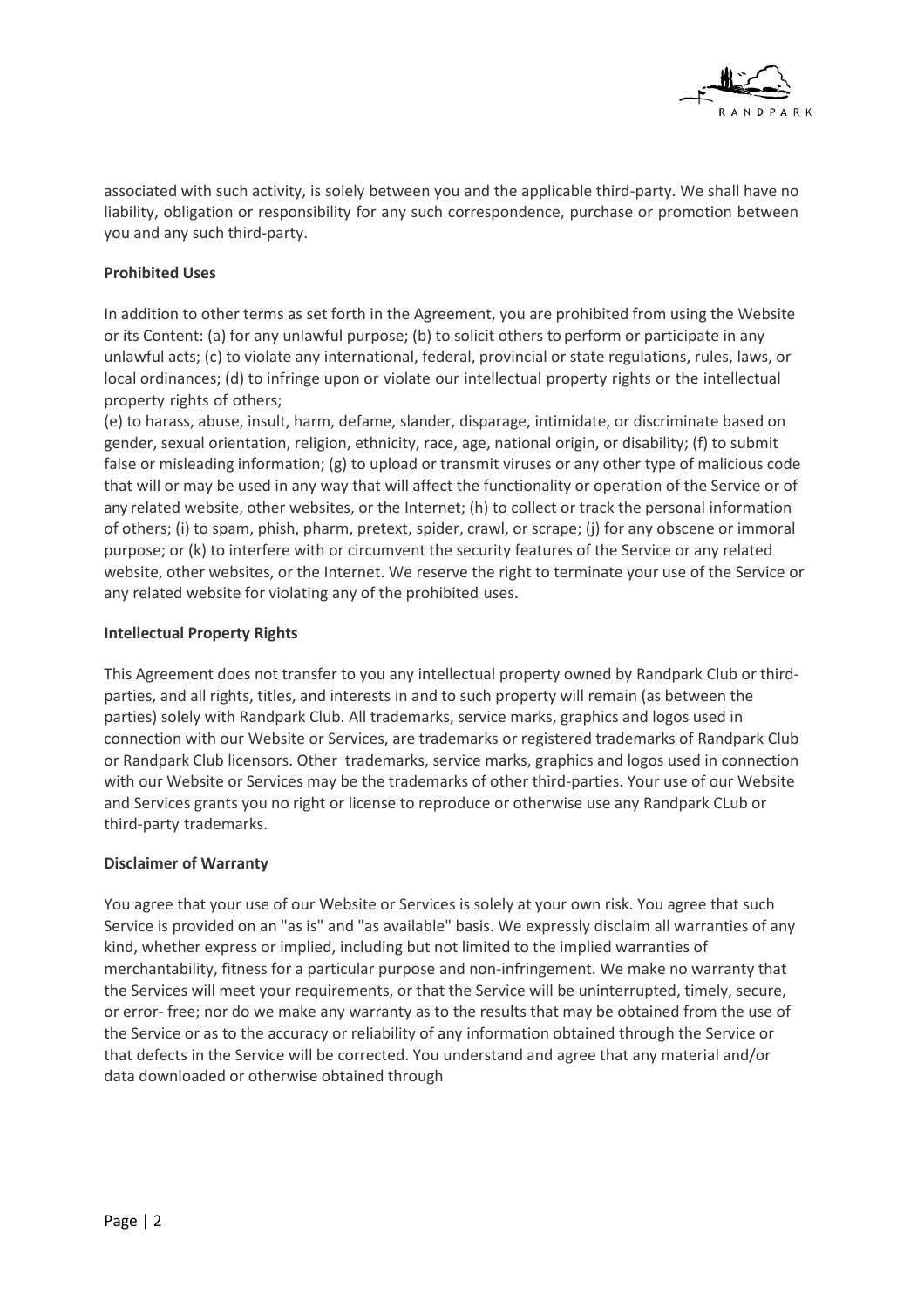associated with such activity, is solely between you and the applicable third-party. We shall have no liability, obligation or responsibility for any such correspondence, purchase or promotion between you and any such third-party.

**Prohibited Uses**

In addition to other terms as set forth in the Agreement, you are prohibited from using the Website or its Content: (a) for any unlawful purpose; (b) to solicit others to perform or participate in any unlawful acts; (c) to violate any international, federal, provincial or state regulations, rules, laws, or local ordinances; (d) to infringe upon or violate our intellectual property rights or the intellectual property rights of others;
(e) to harass, abuse, insult, harm, defame, slander, disparage, intimidate, or discriminate based on gender, sexual orientation, religion, ethnicity, race, age, national origin, or disability; (f) to submit false or misleading information; (g) to upload or transmit viruses or any other type of malicious code that will or may be used in any way that will affect the functionality or operation of the Service or of any related website, other websites, or the Internet; (h) to collect or track the personal information of others; (i) to spam, phish, pharm, pretext, spider, crawl, or scrape; (j) for any obscene or immoral purpose; or (k) to interfere with or circumvent the security features of the Service or any related website, other websites, or the Internet. We reserve the right to terminate your use of the Service or any related website for violating any of the prohibited uses.

**Intellectual Property Rights**

This Agreement does not transfer to you any intellectual property owned by Randpark Club or third-parties, and all rights, titles, and interests in and to such property will remain (as between the parties) solely with Randpark Club. All trademarks, service marks, graphics and logos used in connection with our Website or Services, are trademarks or registered trademarks of Randpark Club or Randpark Club licensors. Other trademarks, service marks, graphics and logos used in connection with our Website or Services may be the trademarks of other third-parties. Your use of our Website and Services grants you no right or license to reproduce or otherwise use any Randpark CLub or third-party trademarks.

**Disclaimer of Warranty**

You agree that your use of our Website or Services is solely at your own risk. You agree that such Service is provided on an "as is" and "as available" basis. We expressly disclaim all warranties of any kind, whether express or implied, including but not limited to the implied warranties of merchantability, fitness for a particular purpose and non-infringement. We make no warranty that the Services will meet your requirements, or that the Service will be uninterrupted, timely, secure, or error- free; nor do we make any warranty as to the results that may be obtained from the use of the Service or as to the accuracy or reliability of any information obtained through the Service or that defects in the Service will be corrected. You understand and agree that any material and/or data downloaded or otherwise obtained through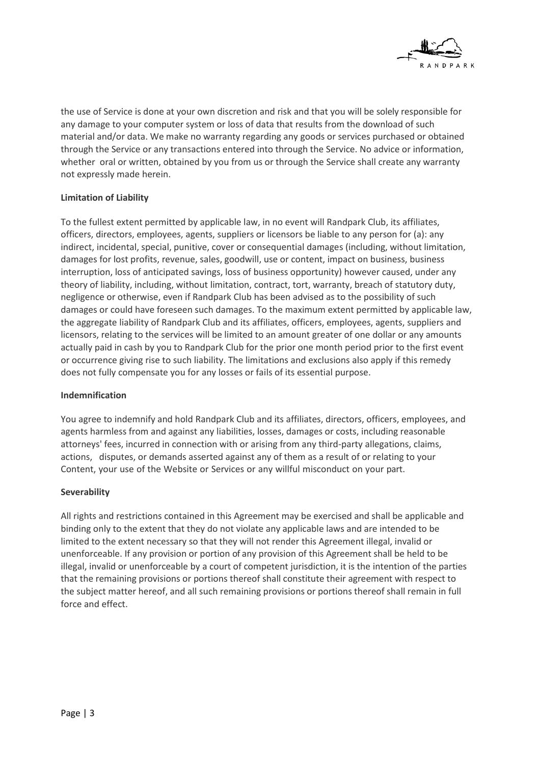the use of Service is done at your own discretion and risk and that you will be solely responsible for any damage to your computer system or loss of data that results from the download of such material and/or data. We make no warranty regarding any goods or services purchased or obtained through the Service or any transactions entered into through the Service. No advice or information, whether oral or written, obtained by you from us or through the Service shall create any warranty not expressly made herein.

**Limitation of Liability**

To the fullest extent permitted by applicable law, in no event will Randpark Club, its affiliates, officers, directors, employees, agents, suppliers or licensors be liable to any person for (a): any indirect, incidental, special, punitive, cover or consequential damages (including, without limitation, damages for lost profits, revenue, sales, goodwill, use or content, impact on business, business interruption, loss of anticipated savings, loss of business opportunity) however caused, under any theory of liability, including, without limitation, contract, tort, warranty, breach of statutory duty, negligence or otherwise, even if Randpark Club has been advised as to the possibility of such damages or could have foreseen such damages. To the maximum extent permitted by applicable law, the aggregate liability of Randpark Club and its affiliates, officers, employees, agents, suppliers and licensors, relating to the services will be limited to an amount greater of one dollar or any amounts actually paid in cash by you to Randpark Club for the prior one month period prior to the first event or occurrence giving rise to such liability. The limitations and exclusions also apply if this remedy does not fully compensate you for any losses or fails of its essential purpose.

**Indemnification**

You agree to indemnify and hold Randpark Club and its affiliates, directors, officers, employees, and agents harmless from and against any liabilities, losses, damages or costs, including reasonable attorneys' fees, incurred in connection with or arising from any third-party allegations, claims, actions, disputes, or demands asserted against any of them as a result of or relating to your Content, your use of the Website or Services or any willful misconduct on your part.

**Severability**

All rights and restrictions contained in this Agreement may be exercised and shall be applicable and binding only to the extent that they do not violate any applicable laws and are intended to be limited to the extent necessary so that they will not render this Agreement illegal, invalid or unenforceable. If any provision or portion of any provision of this Agreement shall be held to be illegal, invalid or unenforceable by a court of competent jurisdiction, it is the intention of the parties that the remaining provisions or portions thereof shall constitute their agreement with respect to the subject matter hereof, and all such remaining provisions or portions thereof shall remain in full force and effect.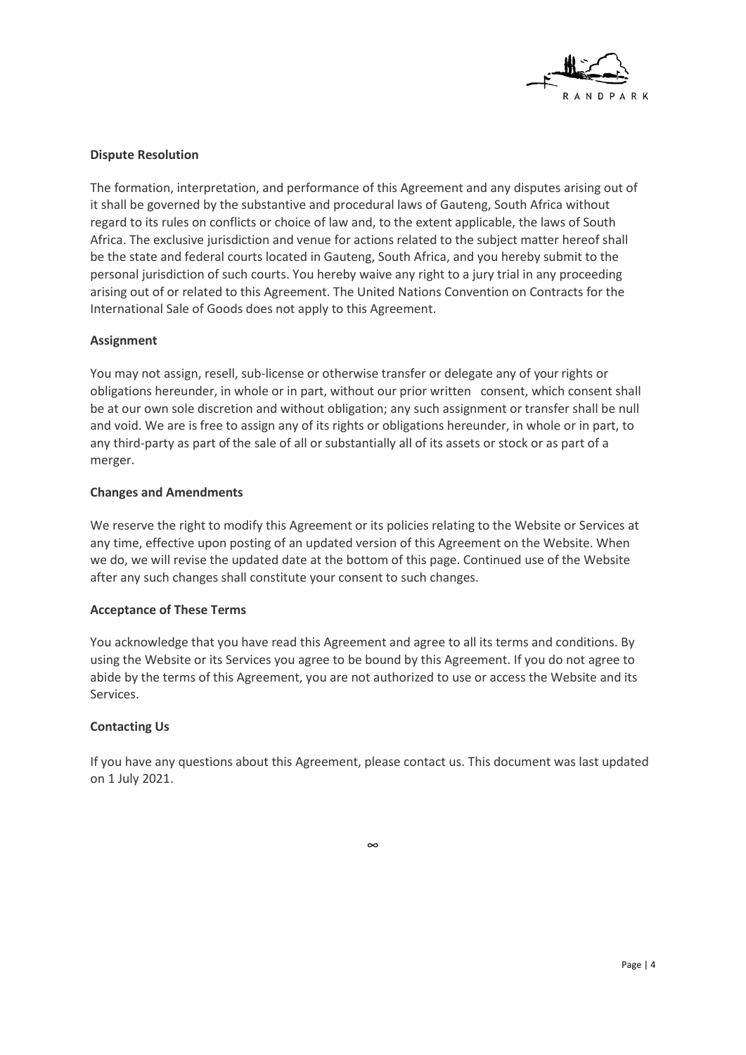**Dispute Resolution**

The formation, interpretation, and performance of this Agreement and any disputes arising out of it shall be governed by the substantive and procedural laws of Gauteng, South Africa without regard to its rules on conflicts or choice of law and, to the extent applicable, the laws of South Africa. The exclusive jurisdiction and venue for actions related to the subject matter hereof shall be the state and federal courts located in Gauteng, South Africa, and you hereby submit to the personal jurisdiction of such courts. You hereby waive any right to a jury trial in any proceeding arising out of or related to this Agreement. The United Nations Convention on Contracts for the International Sale of Goods does not apply to this Agreement.

**Assignment**

You may not assign, resell, sub-license or otherwise transfer or delegate any of your rights or obligations hereunder, in whole or in part, without our prior written consent, which consent shall be at our own sole discretion and without obligation; any such assignment or transfer shall be null and void. We are is free to assign any of its rights or obligations hereunder, in whole or in part, to any third-party as part of the sale of all or substantially all of its assets or stock or as part of a merger.

**Changes and Amendments**

We reserve the right to modify this Agreement or its policies relating to the Website or Services at any time, effective upon posting of an updated version of this Agreement on the Website. When we do, we will revise the updated date at the bottom of this page. Continued use of the Website after any such changes shall constitute your consent to such changes.

**Acceptance of These Terms**

You acknowledge that you have read this Agreement and agree to all its terms and conditions. By using the Website or its Services you agree to be bound by this Agreement. If you do not agree to abide by the terms of this Agreement, you are not authorized to use or access the Website and its Services.

**Contacting Us**

If you have any questions about this Agreement, please contact us. This document was last updated on 1 July 2021.

∞